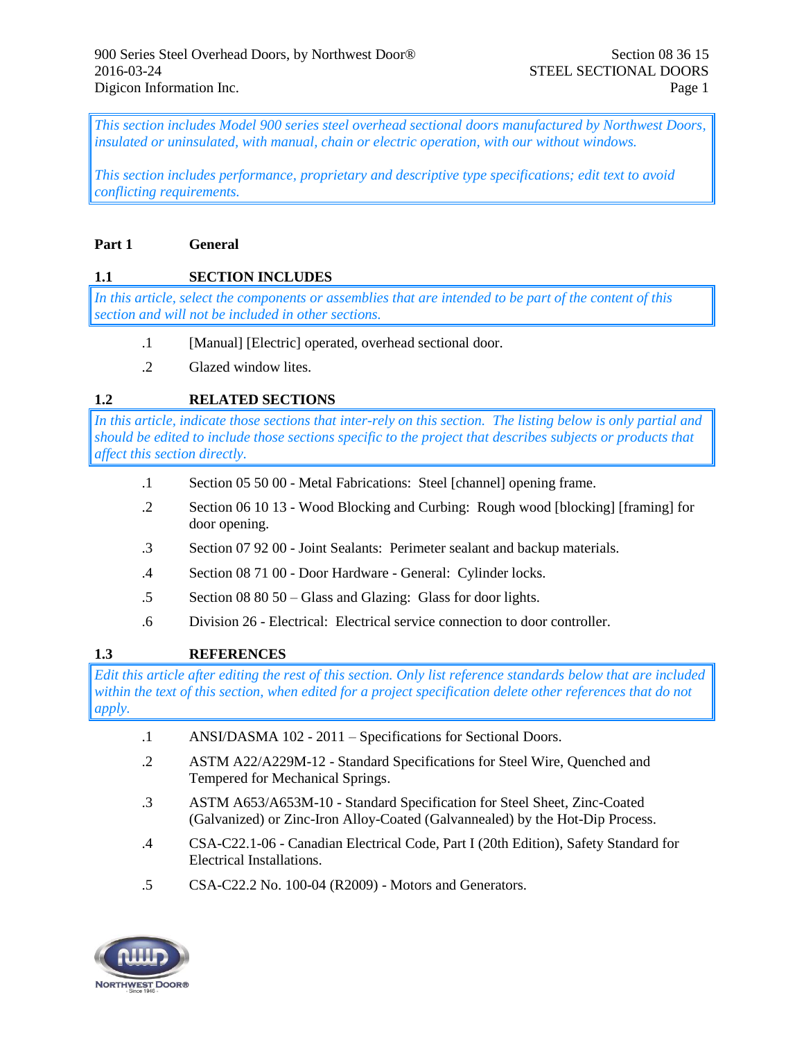*This section includes Model 900 series steel overhead sectional doors manufactured by Northwest Doors, insulated or uninsulated, with manual, chain or electric operation, with our without windows.*

*This section includes performance, proprietary and descriptive type specifications; edit text to avoid conflicting requirements.*

# Part 1 General

## 1.1 SECTION INCLUDES

*In this article, select the components or assemblies that are intended to be part of the content of this section and will not be included in other sections.*

.1 [Manual] [Electric] operated, overhead sectional door.

.2 Glazed window lites.

## 1.2 RELATED SECTIONS

*In this article, indicate those sections that inter-rely on this section. The listing below is only partial and should be edited to include those sections specific to the project that describes subjects or products that affect this section directly.*

.1 Section 05 50 00 - Metal Fabrications: Steel [channel] opening frame.

.2 Section 06 10 13 - Wood Blocking and Curbing: Rough wood [blocking] [framing] for door opening.

.3 Section 07 92 00 - Joint Sealants: Perimeter sealant and backup materials.

.4 Section 08 71 00 - Door Hardware - General: Cylinder locks.

.5 Section 08 80 50 – Glass and Glazing: Glass for door lights.

.6 Division 26 - Electrical: Electrical service connection to door controller.

## 1.3 REFERENCES

*Edit this article after editing the rest of this section. Only list reference standards below that are included within the text of this section, when edited for a project specification delete other references that do not apply.*

.1 ANSI/DASMA 102 - 2011 – Specifications for Sectional Doors.

.2 ASTM A22/A229M-12 - Standard Specifications for Steel Wire, Quenched and Tempered for Mechanical Springs.

.3 ASTM A653/A653M-10 - Standard Specification for Steel Sheet, Zinc-Coated (Galvanized) or Zinc-Iron Alloy-Coated (Galvannealed) by the Hot-Dip Process.

.4 CSA-C22.1-06 - Canadian Electrical Code, Part I (20th Edition), Safety Standard for Electrical Installations.

.5 CSA-C22.2 No. 100-04 (R2009) - Motors and Generators.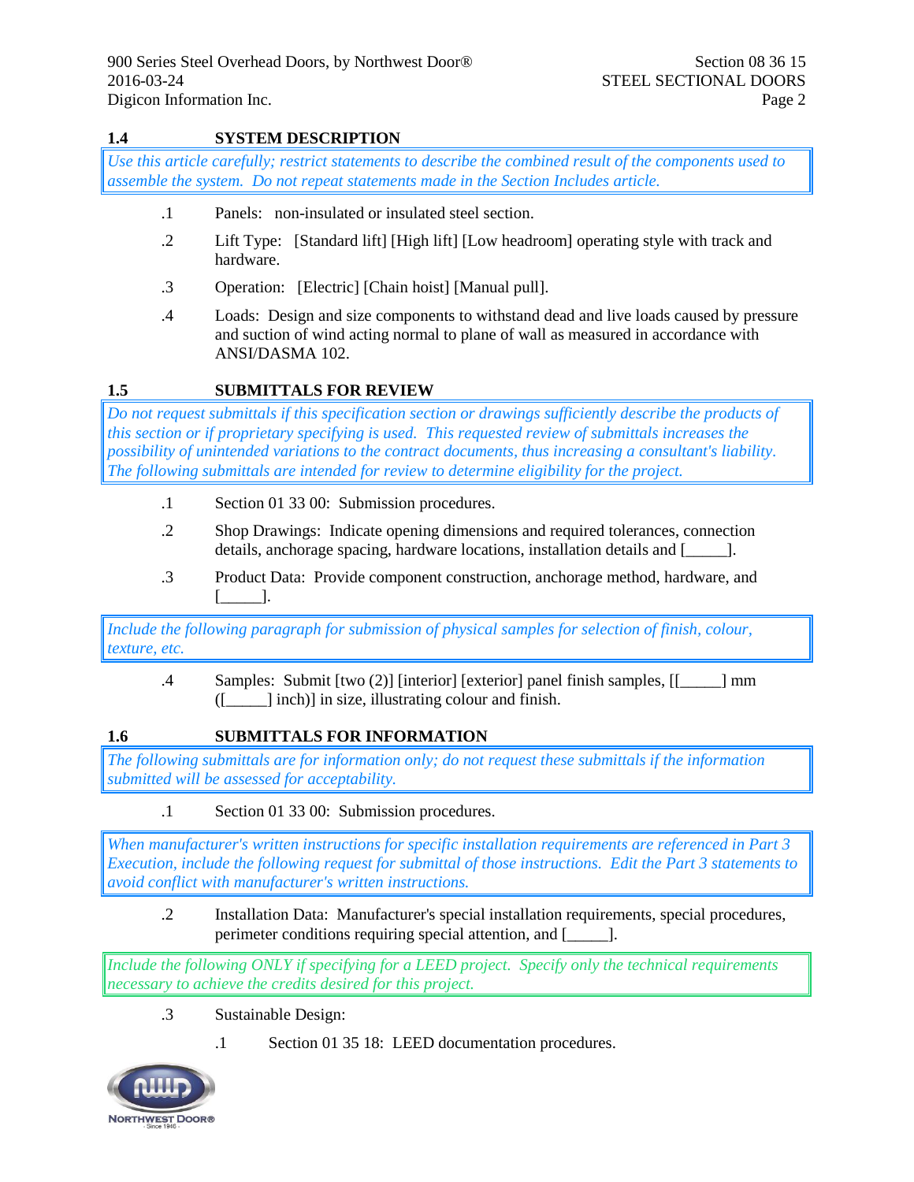## 1.4 SYSTEM DESCRIPTION

*Use this article carefully; restrict statements to describe the combined result of the components used to assemble the system. Do not repeat statements made in the Section Includes article.*

.1 Panels: non-insulated or insulated steel section.

.2 Lift Type: [Standard lift] [High lift] [Low headroom] operating style with track and hardware.

.3 Operation: [Electric] [Chain hoist] [Manual pull].

.4 Loads: Design and size components to withstand dead and live loads caused by pressure and suction of wind acting normal to plane of wall as measured in accordance with ANSI/DASMA 102.

## 1.5 SUBMITTALS FOR REVIEW

*Do not request submittals if this specification section or drawings sufficiently describe the products of this section or if proprietary specifying is used. This requested review of submittals increases the possibility of unintended variations to the contract documents, thus increasing a consultant's liability. The following submittals are intended for review to determine eligibility for the project.*

.1 Section 01 33 00: Submission procedures.

.2 Shop Drawings: Indicate opening dimensions and required tolerances, connection details, anchorage spacing, hardware locations, installation details and [_____].

.3 Product Data: Provide component construction, anchorage method, hardware, and [_____].

*Include the following paragraph for submission of physical samples for selection of finish, colour, texture, etc.*

.4 Samples: Submit [two (2)] [interior] [exterior] panel finish samples, [[_____] mm ([_____] inch)] in size, illustrating colour and finish.

## 1.6 SUBMITTALS FOR INFORMATION

*The following submittals are for information only; do not request these submittals if the information submitted will be assessed for acceptability.*

.1 Section 01 33 00: Submission procedures.

*When manufacturer's written instructions for specific installation requirements are referenced in Part 3 Execution, include the following request for submittal of those instructions. Edit the Part 3 statements to avoid conflict with manufacturer's written instructions.*

.2 Installation Data: Manufacturer's special installation requirements, special procedures, perimeter conditions requiring special attention, and [_____].

*Include the following ONLY if specifying for a LEED project. Specify only the technical requirements necessary to achieve the credits desired for this project.*

.3 Sustainable Design:

  .1 Section 01 35 18: LEED documentation procedures.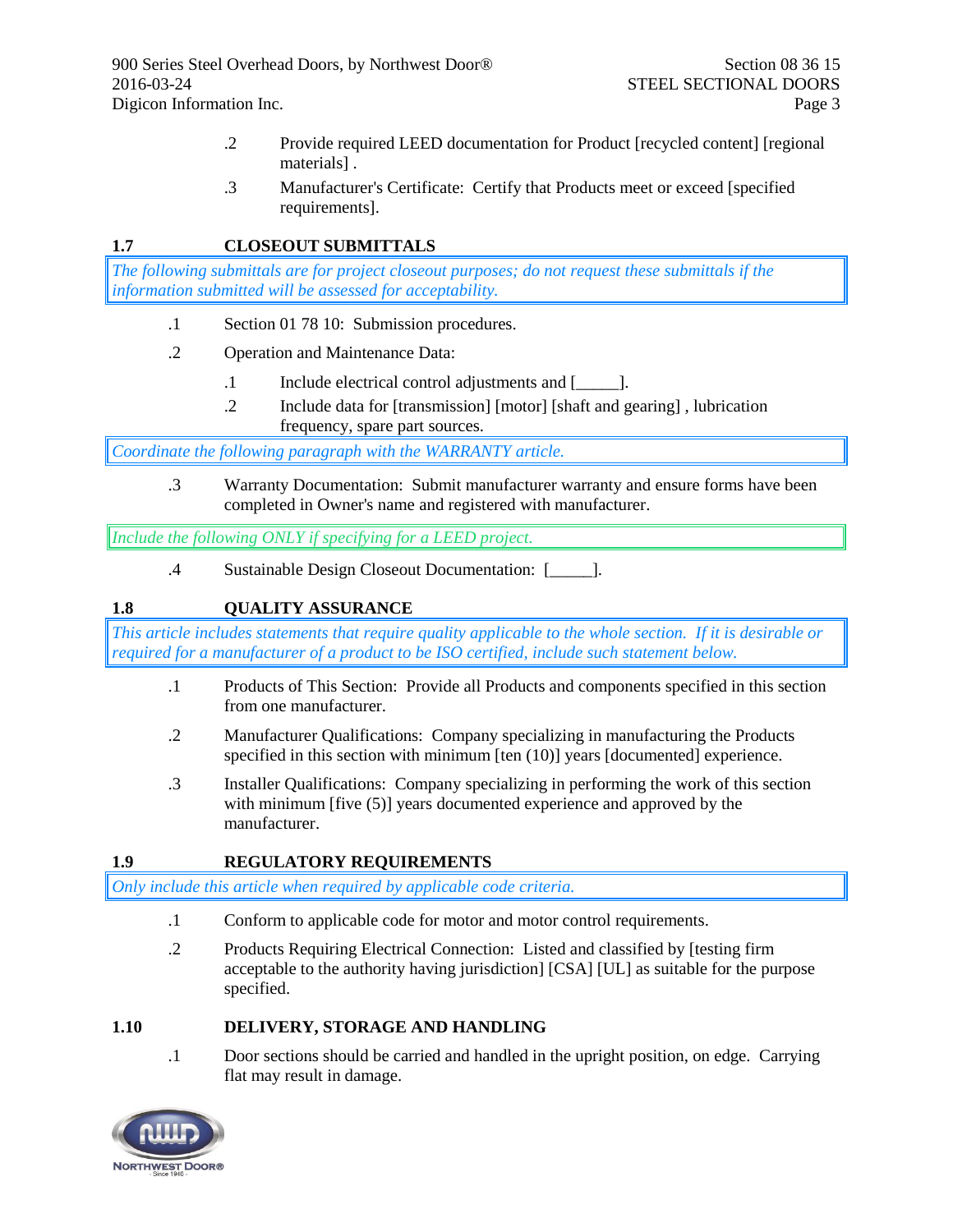.2 Provide required LEED documentation for Product [recycled content] [regional materials] .

.3 Manufacturer's Certificate: Certify that Products meet or exceed [specified requirements].

## 1.7 CLOSEOUT SUBMITTALS

*The following submittals are for project closeout purposes; do not request these submittals if the information submitted will be assessed for acceptability.*

.1 Section 01 78 10: Submission procedures.

.2 Operation and Maintenance Data:

.1 Include electrical control adjustments and [_____].

.2 Include data for [transmission] [motor] [shaft and gearing] , lubrication frequency, spare part sources.

*Coordinate the following paragraph with the WARRANTY article.*

.3 Warranty Documentation: Submit manufacturer warranty and ensure forms have been completed in Owner's name and registered with manufacturer.

*Include the following ONLY if specifying for a LEED project.*

.4 Sustainable Design Closeout Documentation: [_____].

## 1.8 QUALITY ASSURANCE

*This article includes statements that require quality applicable to the whole section. If it is desirable or required for a manufacturer of a product to be ISO certified, include such statement below.*

.1 Products of This Section: Provide all Products and components specified in this section from one manufacturer.

.2 Manufacturer Qualifications: Company specializing in manufacturing the Products specified in this section with minimum [ten (10)] years [documented] experience.

.3 Installer Qualifications: Company specializing in performing the work of this section with minimum [five (5)] years documented experience and approved by the manufacturer.

## 1.9 REGULATORY REQUIREMENTS

*Only include this article when required by applicable code criteria.*

.1 Conform to applicable code for motor and motor control requirements.

.2 Products Requiring Electrical Connection: Listed and classified by [testing firm acceptable to the authority having jurisdiction] [CSA] [UL] as suitable for the purpose specified.

## 1.10 DELIVERY, STORAGE AND HANDLING

.1 Door sections should be carried and handled in the upright position, on edge. Carrying flat may result in damage.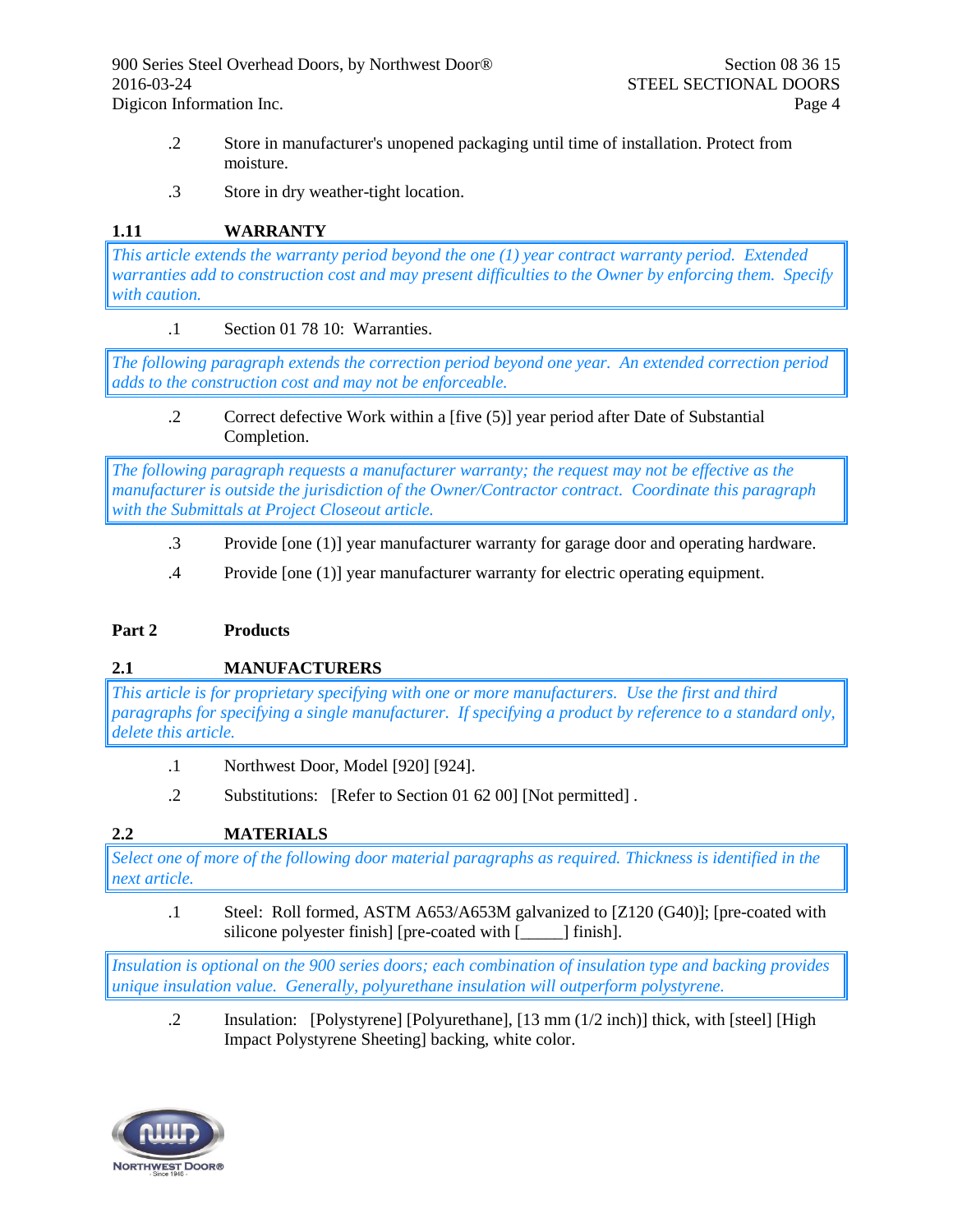.2 Store in manufacturer's unopened packaging until time of installation. Protect from moisture.

.3 Store in dry weather-tight location.

### 1.11 WARRANTY

*This article extends the warranty period beyond the one (1) year contract warranty period. Extended warranties add to construction cost and may present difficulties to the Owner by enforcing them. Specify with caution.*

.1 Section 01 78 10: Warranties.

*The following paragraph extends the correction period beyond one year. An extended correction period adds to the construction cost and may not be enforceable.*

.2 Correct defective Work within a [five (5)] year period after Date of Substantial Completion.

*The following paragraph requests a manufacturer warranty; the request may not be effective as the manufacturer is outside the jurisdiction of the Owner/Contractor contract. Coordinate this paragraph with the Submittals at Project Closeout article.*

.3 Provide [one (1)] year manufacturer warranty for garage door and operating hardware.

.4 Provide [one (1)] year manufacturer warranty for electric operating equipment.

## Part 2 Products

### 2.1 MANUFACTURERS

*This article is for proprietary specifying with one or more manufacturers. Use the first and third paragraphs for specifying a single manufacturer. If specifying a product by reference to a standard only, delete this article.*

.1 Northwest Door, Model [920] [924].

.2 Substitutions: [Refer to Section 01 62 00] [Not permitted] .

### 2.2 MATERIALS

*Select one of more of the following door material paragraphs as required. Thickness is identified in the next article.*

.1 Steel: Roll formed, ASTM A653/A653M galvanized to [Z120 (G40)]; [pre-coated with silicone polyester finish] [pre-coated with [_____] finish].

*Insulation is optional on the 900 series doors; each combination of insulation type and backing provides unique insulation value. Generally, polyurethane insulation will outperform polystyrene.*

.2 Insulation: [Polystyrene] [Polyurethane], [13 mm (1/2 inch)] thick, with [steel] [High Impact Polystyrene Sheeting] backing, white color.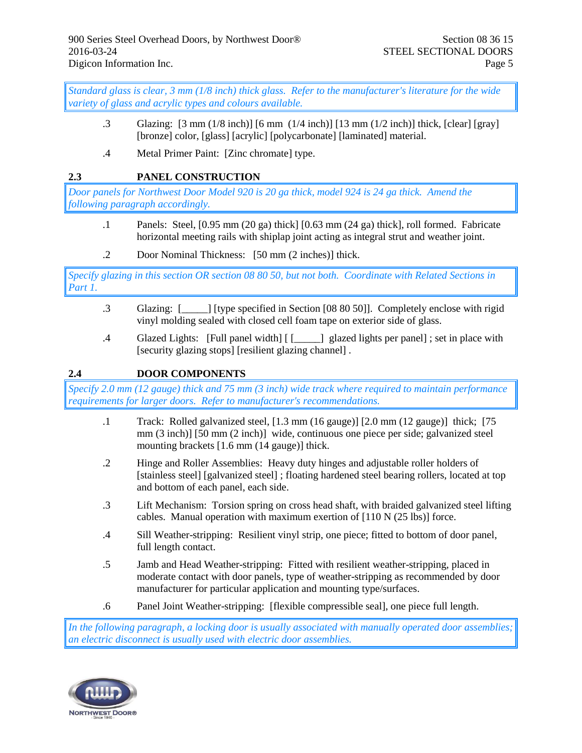*Standard glass is clear, 3 mm (1/8 inch) thick glass. Refer to the manufacturer's literature for the wide variety of glass and acrylic types and colours available.*

.3 Glazing: [3 mm (1/8 inch)] [6 mm (1/4 inch)] [13 mm (1/2 inch)] thick, [clear] [gray] [bronze] color, [glass] [acrylic] [polycarbonate] [laminated] material.

.4 Metal Primer Paint: [Zinc chromate] type.

## 2.3 PANEL CONSTRUCTION

*Door panels for Northwest Door Model 920 is 20 ga thick, model 924 is 24 ga thick. Amend the following paragraph accordingly.*

.1 Panels: Steel, [0.95 mm (20 ga) thick] [0.63 mm (24 ga) thick], roll formed. Fabricate horizontal meeting rails with shiplap joint acting as integral strut and weather joint.

.2 Door Nominal Thickness: [50 mm (2 inches)] thick.

*Specify glazing in this section OR section 08 80 50, but not both. Coordinate with Related Sections in Part 1.*

.3 Glazing: [_____] [type specified in Section [08 80 50]]. Completely enclose with rigid vinyl molding sealed with closed cell foam tape on exterior side of glass.

.4 Glazed Lights: [Full panel width] [ [_____] glazed lights per panel] ; set in place with [security glazing stops] [resilient glazing channel] .

## 2.4 DOOR COMPONENTS

*Specify 2.0 mm (12 gauge) thick and 75 mm (3 inch) wide track where required to maintain performance requirements for larger doors. Refer to manufacturer's recommendations.*

.1 Track: Rolled galvanized steel, [1.3 mm (16 gauge)] [2.0 mm (12 gauge)] thick; [75 mm (3 inch)] [50 mm (2 inch)] wide, continuous one piece per side; galvanized steel mounting brackets [1.6 mm (14 gauge)] thick.

.2 Hinge and Roller Assemblies: Heavy duty hinges and adjustable roller holders of [stainless steel] [galvanized steel] ; floating hardened steel bearing rollers, located at top and bottom of each panel, each side.

.3 Lift Mechanism: Torsion spring on cross head shaft, with braided galvanized steel lifting cables. Manual operation with maximum exertion of [110 N (25 lbs)] force.

.4 Sill Weather-stripping: Resilient vinyl strip, one piece; fitted to bottom of door panel, full length contact.

.5 Jamb and Head Weather-stripping: Fitted with resilient weather-stripping, placed in moderate contact with door panels, type of weather-stripping as recommended by door manufacturer for particular application and mounting type/surfaces.

.6 Panel Joint Weather-stripping: [flexible compressible seal], one piece full length.

*In the following paragraph, a locking door is usually associated with manually operated door assemblies; an electric disconnect is usually used with electric door assemblies.*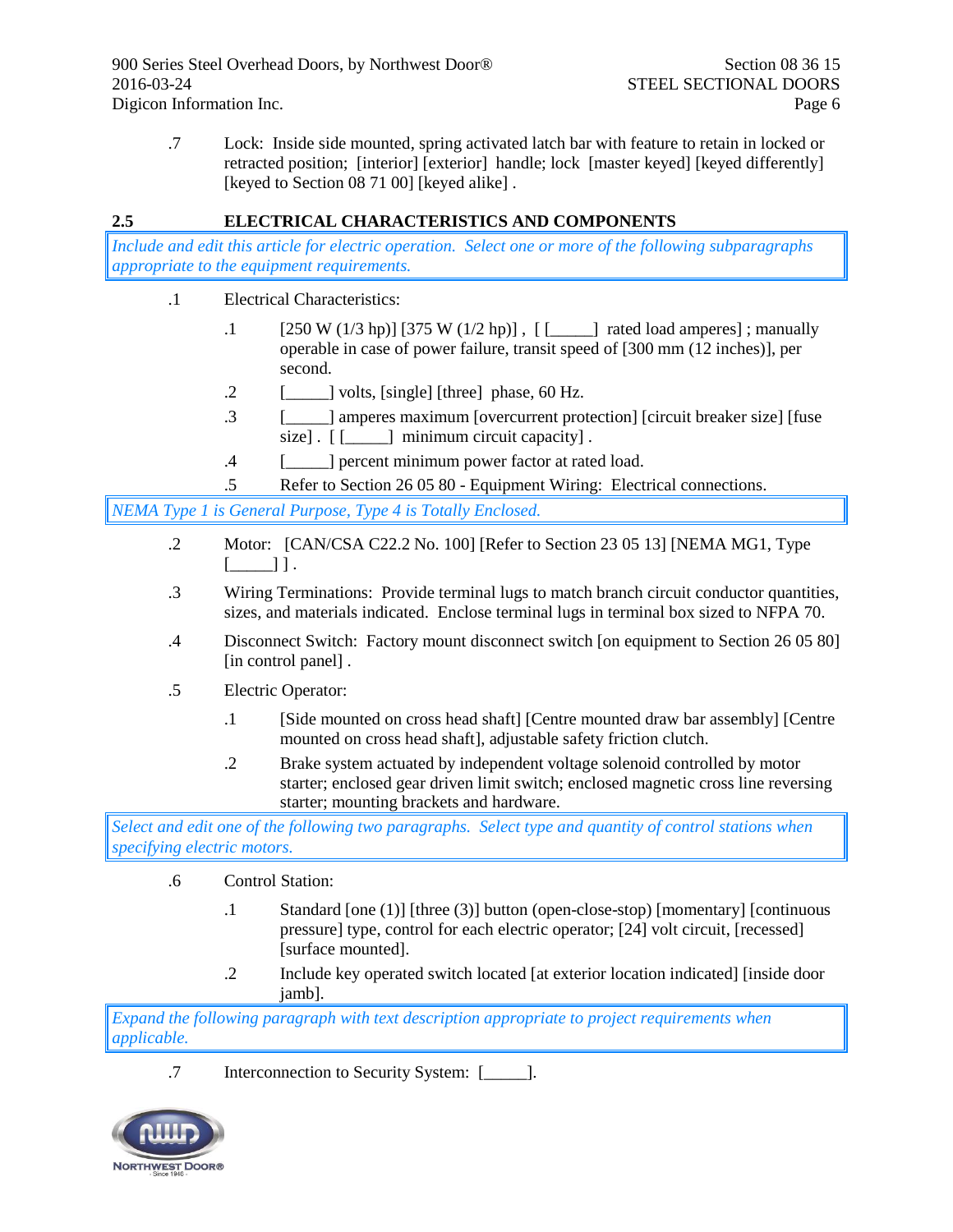.7 Lock: Inside side mounted, spring activated latch bar with feature to retain in locked or retracted position; [interior] [exterior] handle; lock [master keyed] [keyed differently] [keyed to Section 08 71 00] [keyed alike] .

## 2.5 ELECTRICAL CHARACTERISTICS AND COMPONENTS

*Include and edit this article for electric operation. Select one or more of the following subparagraphs appropriate to the equipment requirements.*

.1 Electrical Characteristics:

- .1 [250 W (1/3 hp)] [375 W (1/2 hp)] , [ [_____] rated load amperes] ; manually operable in case of power failure, transit speed of [300 mm (12 inches)], per second.
- .2 [_____] volts, [single] [three] phase, 60 Hz.
- .3 [_____] amperes maximum [overcurrent protection] [circuit breaker size] [fuse size] . [ [_____] minimum circuit capacity] .
- .4 [_____] percent minimum power factor at rated load.
- .5 Refer to Section 26 05 80 - Equipment Wiring: Electrical connections.

*NEMA Type 1 is General Purpose, Type 4 is Totally Enclosed.*

.2 Motor: [CAN/CSA C22.2 No. 100] [Refer to Section 23 05 13] [NEMA MG1, Type [_____] ] .

.3 Wiring Terminations: Provide terminal lugs to match branch circuit conductor quantities, sizes, and materials indicated. Enclose terminal lugs in terminal box sized to NFPA 70.

.4 Disconnect Switch: Factory mount disconnect switch [on equipment to Section 26 05 80] [in control panel] .

.5 Electric Operator:

- .1 [Side mounted on cross head shaft] [Centre mounted draw bar assembly] [Centre mounted on cross head shaft], adjustable safety friction clutch.
- .2 Brake system actuated by independent voltage solenoid controlled by motor starter; enclosed gear driven limit switch; enclosed magnetic cross line reversing starter; mounting brackets and hardware.

*Select and edit one of the following two paragraphs. Select type and quantity of control stations when specifying electric motors.*

.6 Control Station:

- .1 Standard [one (1)] [three (3)] button (open-close-stop) [momentary] [continuous pressure] type, control for each electric operator; [24] volt circuit, [recessed] [surface mounted].
- .2 Include key operated switch located [at exterior location indicated] [inside door jamb].

*Expand the following paragraph with text description appropriate to project requirements when applicable.*

.7 Interconnection to Security System: [_____].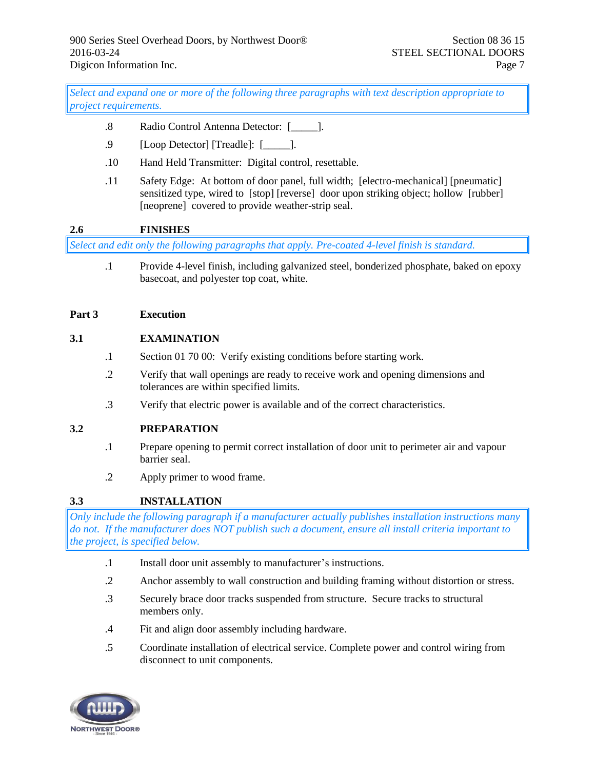*Select and expand one or more of the following three paragraphs with text description appropriate to project requirements.*

.8 Radio Control Antenna Detector: [_____].

.9 [Loop Detector] [Treadle]: [_____].

.10 Hand Held Transmitter: Digital control, resettable.

.11 Safety Edge: At bottom of door panel, full width; [electro-mechanical] [pneumatic] sensitized type, wired to [stop] [reverse] door upon striking object; hollow [rubber] [neoprene] covered to provide weather-strip seal.

### 2.6 FINISHES

*Select and edit only the following paragraphs that apply. Pre-coated 4-level finish is standard.*

.1 Provide 4-level finish, including galvanized steel, bonderized phosphate, baked on epoxy basecoat, and polyester top coat, white.

## Part 3 Execution

### 3.1 EXAMINATION

.1 Section 01 70 00: Verify existing conditions before starting work.

.2 Verify that wall openings are ready to receive work and opening dimensions and tolerances are within specified limits.

.3 Verify that electric power is available and of the correct characteristics.

### 3.2 PREPARATION

.1 Prepare opening to permit correct installation of door unit to perimeter air and vapour barrier seal.

.2 Apply primer to wood frame.

### 3.3 INSTALLATION

*Only include the following paragraph if a manufacturer actually publishes installation instructions many do not. If the manufacturer does NOT publish such a document, ensure all install criteria important to the project, is specified below.*

.1 Install door unit assembly to manufacturer's instructions.

.2 Anchor assembly to wall construction and building framing without distortion or stress.

.3 Securely brace door tracks suspended from structure. Secure tracks to structural members only.

.4 Fit and align door assembly including hardware.

.5 Coordinate installation of electrical service. Complete power and control wiring from disconnect to unit components.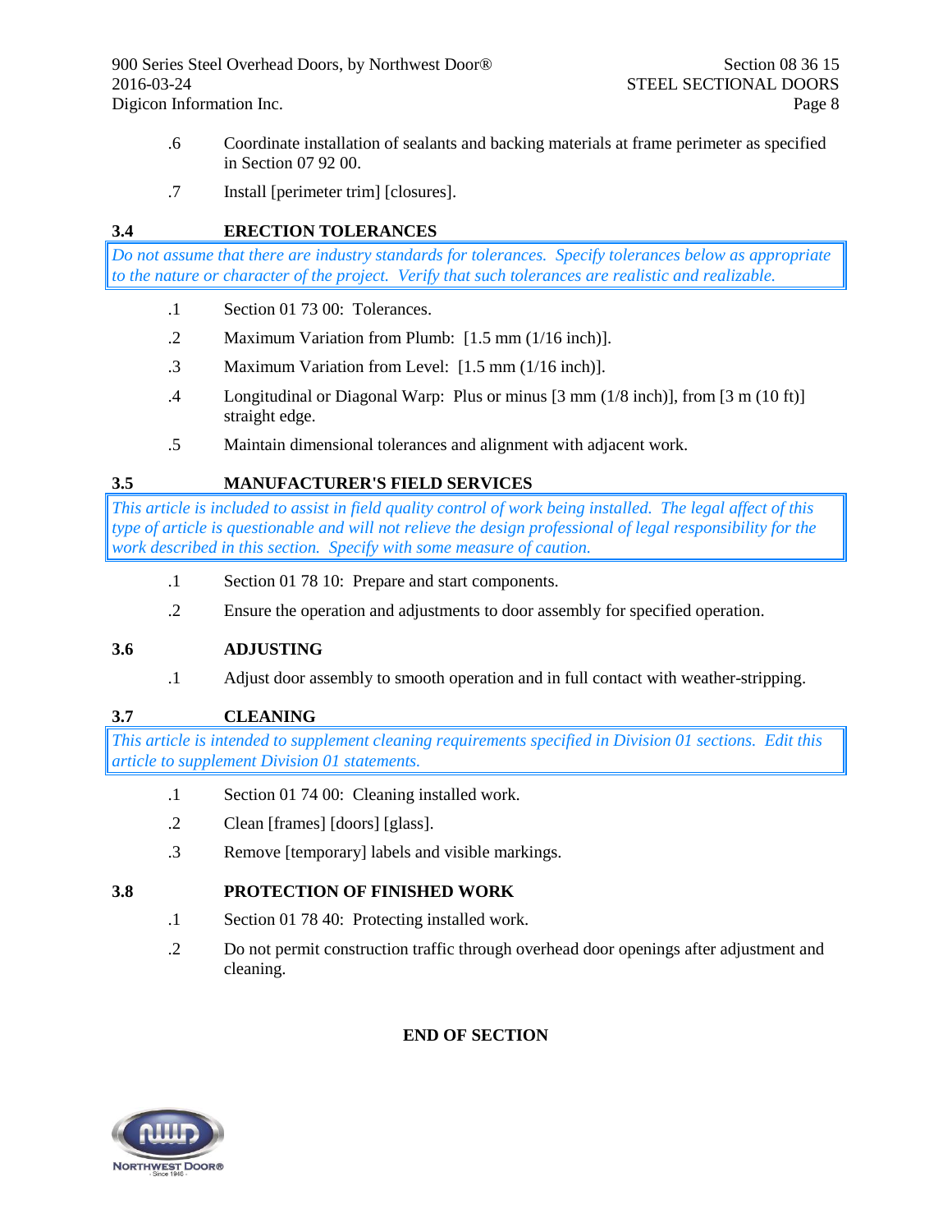.6 Coordinate installation of sealants and backing materials at frame perimeter as specified in Section 07 92 00.

.7 Install [perimeter trim] [closures].

## 3.4 ERECTION TOLERANCES

*Do not assume that there are industry standards for tolerances. Specify tolerances below as appropriate to the nature or character of the project. Verify that such tolerances are realistic and realizable.*

.1 Section 01 73 00: Tolerances.

.2 Maximum Variation from Plumb: [1.5 mm (1/16 inch)].

.3 Maximum Variation from Level: [1.5 mm (1/16 inch)].

.4 Longitudinal or Diagonal Warp: Plus or minus [3 mm (1/8 inch)], from [3 m (10 ft)] straight edge.

.5 Maintain dimensional tolerances and alignment with adjacent work.

## 3.5 MANUFACTURER'S FIELD SERVICES

*This article is included to assist in field quality control of work being installed. The legal affect of this type of article is questionable and will not relieve the design professional of legal responsibility for the work described in this section. Specify with some measure of caution.*

.1 Section 01 78 10: Prepare and start components.

.2 Ensure the operation and adjustments to door assembly for specified operation.

## 3.6 ADJUSTING

.1 Adjust door assembly to smooth operation and in full contact with weather-stripping.

## 3.7 CLEANING

*This article is intended to supplement cleaning requirements specified in Division 01 sections. Edit this article to supplement Division 01 statements.*

.1 Section 01 74 00: Cleaning installed work.

.2 Clean [frames] [doors] [glass].

.3 Remove [temporary] labels and visible markings.

## 3.8 PROTECTION OF FINISHED WORK

.1 Section 01 78 40: Protecting installed work.

.2 Do not permit construction traffic through overhead door openings after adjustment and cleaning.

**END OF SECTION**